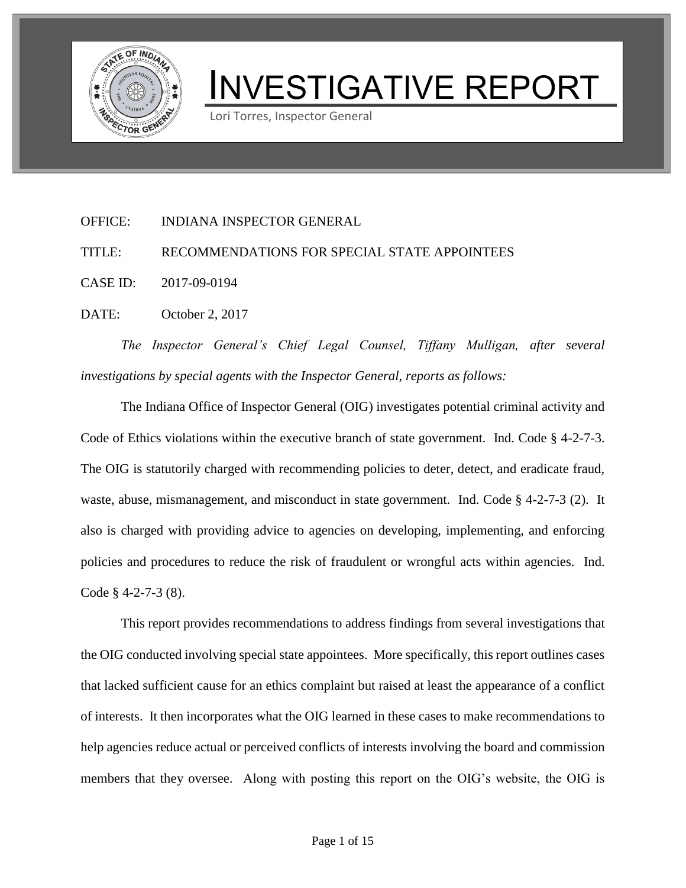# INVESTIGATIVE REPORT

Lori Torres, Inspector General

OFFICE: INDIANA INSPECTOR GENERAL

TITLE: RECOMMENDATIONS FOR SPECIAL STATE APPOINTEES

CASE ID: 2017-09-0194

DATE: October 2, 2017

*The Inspector General's Chief Legal Counsel, Tiffany Mulligan, after several investigations by special agents with the Inspector General, reports as follows:*

The Indiana Office of Inspector General (OIG) investigates potential criminal activity and Code of Ethics violations within the executive branch of state government. Ind. Code § 4-2-7-3. The OIG is statutorily charged with recommending policies to deter, detect, and eradicate fraud, waste, abuse, mismanagement, and misconduct in state government. Ind. Code § 4-2-7-3 (2). It also is charged with providing advice to agencies on developing, implementing, and enforcing policies and procedures to reduce the risk of fraudulent or wrongful acts within agencies. Ind. Code § 4-2-7-3 (8).

This report provides recommendations to address findings from several investigations that the OIG conducted involving special state appointees. More specifically, this report outlines cases that lacked sufficient cause for an ethics complaint but raised at least the appearance of a conflict of interests. It then incorporates what the OIG learned in these cases to make recommendations to help agencies reduce actual or perceived conflicts of interests involving the board and commission members that they oversee. Along with posting this report on the OIG's website, the OIG is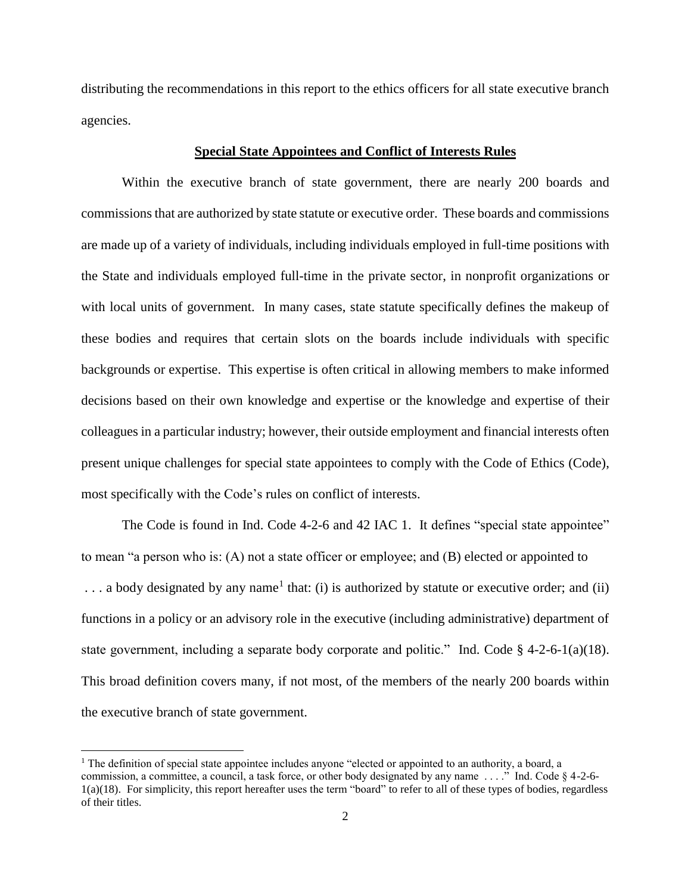distributing the recommendations in this report to the ethics officers for all state executive branch agencies.

**Special State Appointees and Conflict of Interests Rules**

Within the executive branch of state government, there are nearly 200 boards and commissions that are authorized by state statute or executive order. These boards and commissions are made up of a variety of individuals, including individuals employed in full-time positions with the State and individuals employed full-time in the private sector, in nonprofit organizations or with local units of government. In many cases, state statute specifically defines the makeup of these bodies and requires that certain slots on the boards include individuals with specific backgrounds or expertise. This expertise is often critical in allowing members to make informed decisions based on their own knowledge and expertise or the knowledge and expertise of their colleagues in a particular industry; however, their outside employment and financial interests often present unique challenges for special state appointees to comply with the Code of Ethics (Code), most specifically with the Code's rules on conflict of interests.

The Code is found in Ind. Code 4-2-6 and 42 IAC 1. It defines "special state appointee" to mean "a person who is: (A) not a state officer or employee; and (B) elected or appointed to . . . a body designated by any name[1] that: (i) is authorized by statute or executive order; and (ii) functions in a policy or an advisory role in the executive (including administrative) department of state government, including a separate body corporate and politic." Ind. Code § 4-2-6-1(a)(18). This broad definition covers many, if not most, of the members of the nearly 200 boards within the executive branch of state government.

[1] The definition of special state appointee includes anyone "elected or appointed to an authority, a board, a commission, a committee, a council, a task force, or other body designated by any name . . . ." Ind. Code § 4-2-6-1(a)(18). For simplicity, this report hereafter uses the term "board" to refer to all of these types of bodies, regardless of their titles.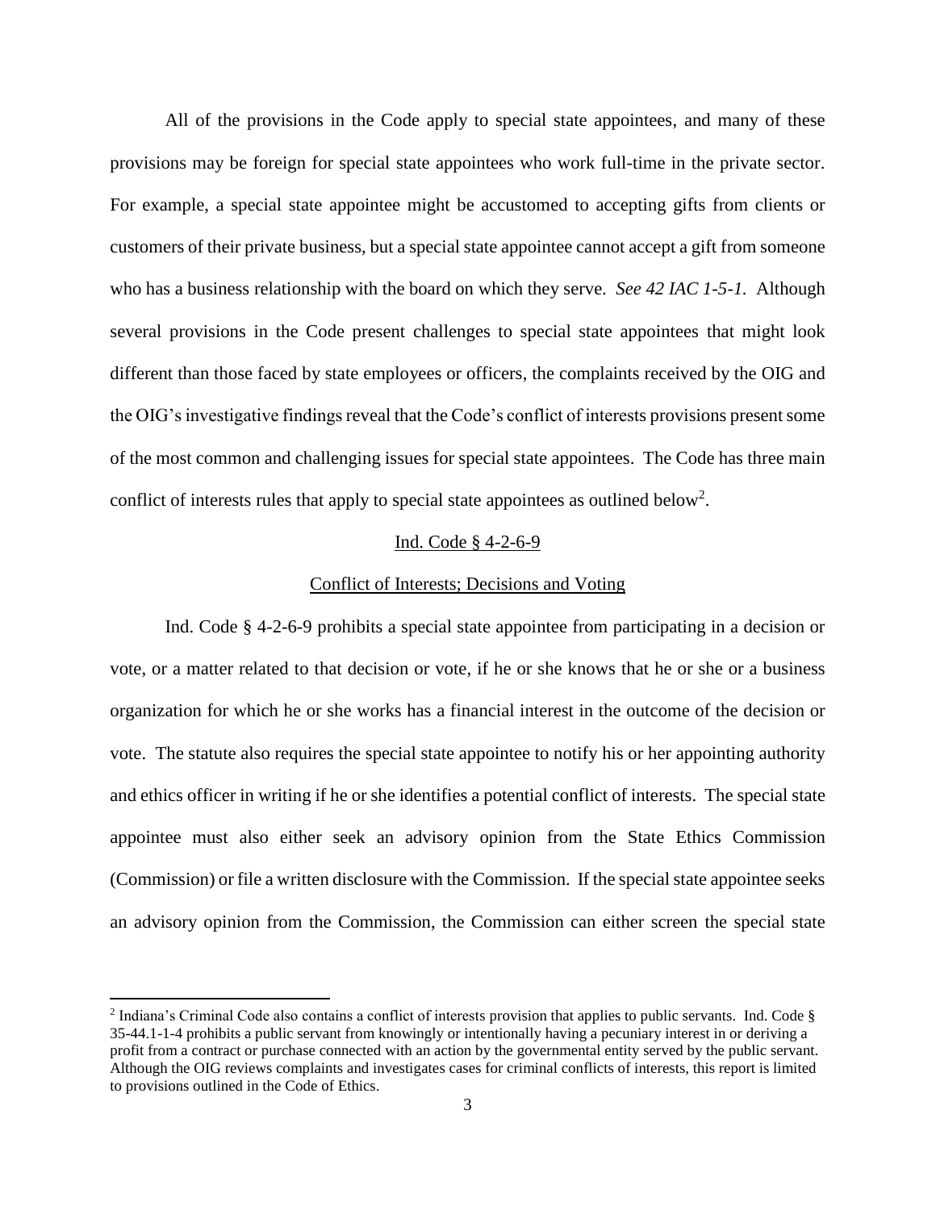All of the provisions in the Code apply to special state appointees, and many of these provisions may be foreign for special state appointees who work full-time in the private sector. For example, a special state appointee might be accustomed to accepting gifts from clients or customers of their private business, but a special state appointee cannot accept a gift from someone who has a business relationship with the board on which they serve. *See 42 IAC 1-5-1.* Although several provisions in the Code present challenges to special state appointees that might look different than those faced by state employees or officers, the complaints received by the OIG and the OIG's investigative findings reveal that the Code's conflict of interests provisions present some of the most common and challenging issues for special state appointees. The Code has three main conflict of interests rules that apply to special state appointees as outlined below[2].

## Ind. Code § 4-2-6-9

### Conflict of Interests; Decisions and Voting

Ind. Code § 4-2-6-9 prohibits a special state appointee from participating in a decision or vote, or a matter related to that decision or vote, if he or she knows that he or she or a business organization for which he or she works has a financial interest in the outcome of the decision or vote. The statute also requires the special state appointee to notify his or her appointing authority and ethics officer in writing if he or she identifies a potential conflict of interests. The special state appointee must also either seek an advisory opinion from the State Ethics Commission (Commission) or file a written disclosure with the Commission. If the special state appointee seeks an advisory opinion from the Commission, the Commission can either screen the special state

---

[2] Indiana's Criminal Code also contains a conflict of interests provision that applies to public servants. Ind. Code § 35-44.1-1-4 prohibits a public servant from knowingly or intentionally having a pecuniary interest in or deriving a profit from a contract or purchase connected with an action by the governmental entity served by the public servant. Although the OIG reviews complaints and investigates cases for criminal conflicts of interests, this report is limited to provisions outlined in the Code of Ethics.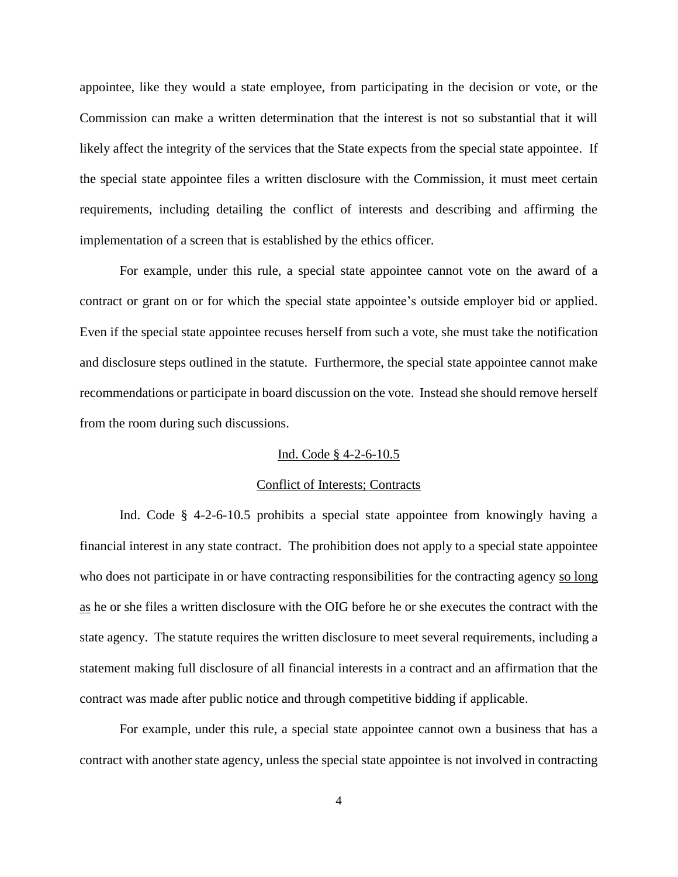appointee, like they would a state employee, from participating in the decision or vote, or the Commission can make a written determination that the interest is not so substantial that it will likely affect the integrity of the services that the State expects from the special state appointee. If the special state appointee files a written disclosure with the Commission, it must meet certain requirements, including detailing the conflict of interests and describing and affirming the implementation of a screen that is established by the ethics officer.

For example, under this rule, a special state appointee cannot vote on the award of a contract or grant on or for which the special state appointee's outside employer bid or applied. Even if the special state appointee recuses herself from such a vote, she must take the notification and disclosure steps outlined in the statute. Furthermore, the special state appointee cannot make recommendations or participate in board discussion on the vote. Instead she should remove herself from the room during such discussions.

Ind. Code § 4-2-6-10.5

Conflict of Interests; Contracts

Ind. Code § 4-2-6-10.5 prohibits a special state appointee from knowingly having a financial interest in any state contract. The prohibition does not apply to a special state appointee who does not participate in or have contracting responsibilities for the contracting agency so long as he or she files a written disclosure with the OIG before he or she executes the contract with the state agency. The statute requires the written disclosure to meet several requirements, including a statement making full disclosure of all financial interests in a contract and an affirmation that the contract was made after public notice and through competitive bidding if applicable.

For example, under this rule, a special state appointee cannot own a business that has a contract with another state agency, unless the special state appointee is not involved in contracting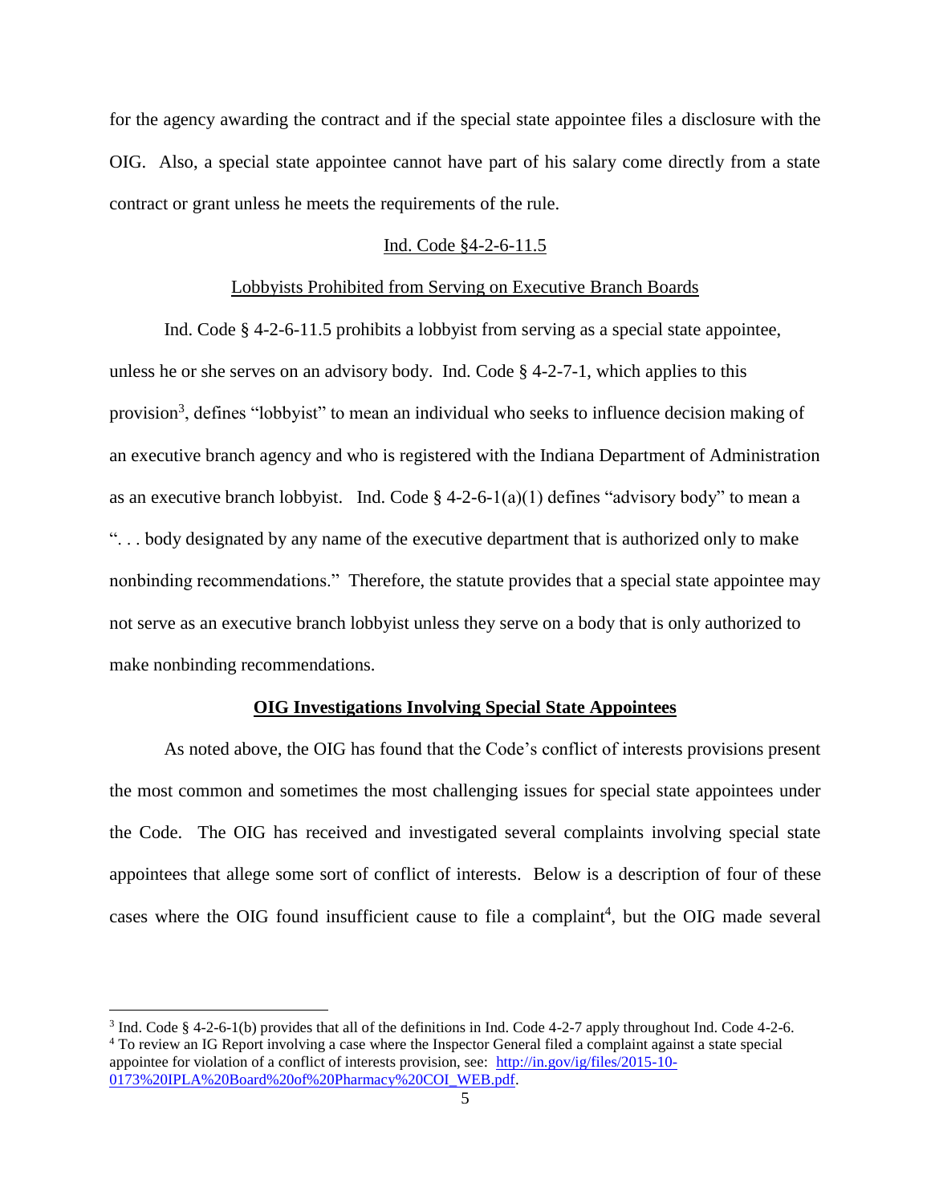for the agency awarding the contract and if the special state appointee files a disclosure with the OIG. Also, a special state appointee cannot have part of his salary come directly from a state contract or grant unless he meets the requirements of the rule.

## Ind. Code §4-2-6-11.5

### Lobbyists Prohibited from Serving on Executive Branch Boards

Ind. Code § 4-2-6-11.5 prohibits a lobbyist from serving as a special state appointee, unless he or she serves on an advisory body. Ind. Code § 4-2-7-1, which applies to this provision[3], defines "lobbyist" to mean an individual who seeks to influence decision making of an executive branch agency and who is registered with the Indiana Department of Administration as an executive branch lobbyist. Ind. Code § 4-2-6-1(a)(1) defines "advisory body" to mean a ". . . body designated by any name of the executive department that is authorized only to make nonbinding recommendations." Therefore, the statute provides that a special state appointee may not serve as an executive branch lobbyist unless they serve on a body that is only authorized to make nonbinding recommendations.

## OIG Investigations Involving Special State Appointees

As noted above, the OIG has found that the Code's conflict of interests provisions present the most common and sometimes the most challenging issues for special state appointees under the Code. The OIG has received and investigated several complaints involving special state appointees that allege some sort of conflict of interests. Below is a description of four of these cases where the OIG found insufficient cause to file a complaint[4], but the OIG made several

---

[3] Ind. Code § 4-2-6-1(b) provides that all of the definitions in Ind. Code 4-2-7 apply throughout Ind. Code 4-2-6.

[4] To review an IG Report involving a case where the Inspector General filed a complaint against a state special appointee for violation of a conflict of interests provision, see: http://in.gov/ig/files/2015-10-0173%20IPLA%20Board%20of%20Pharmacy%20COI_WEB.pdf.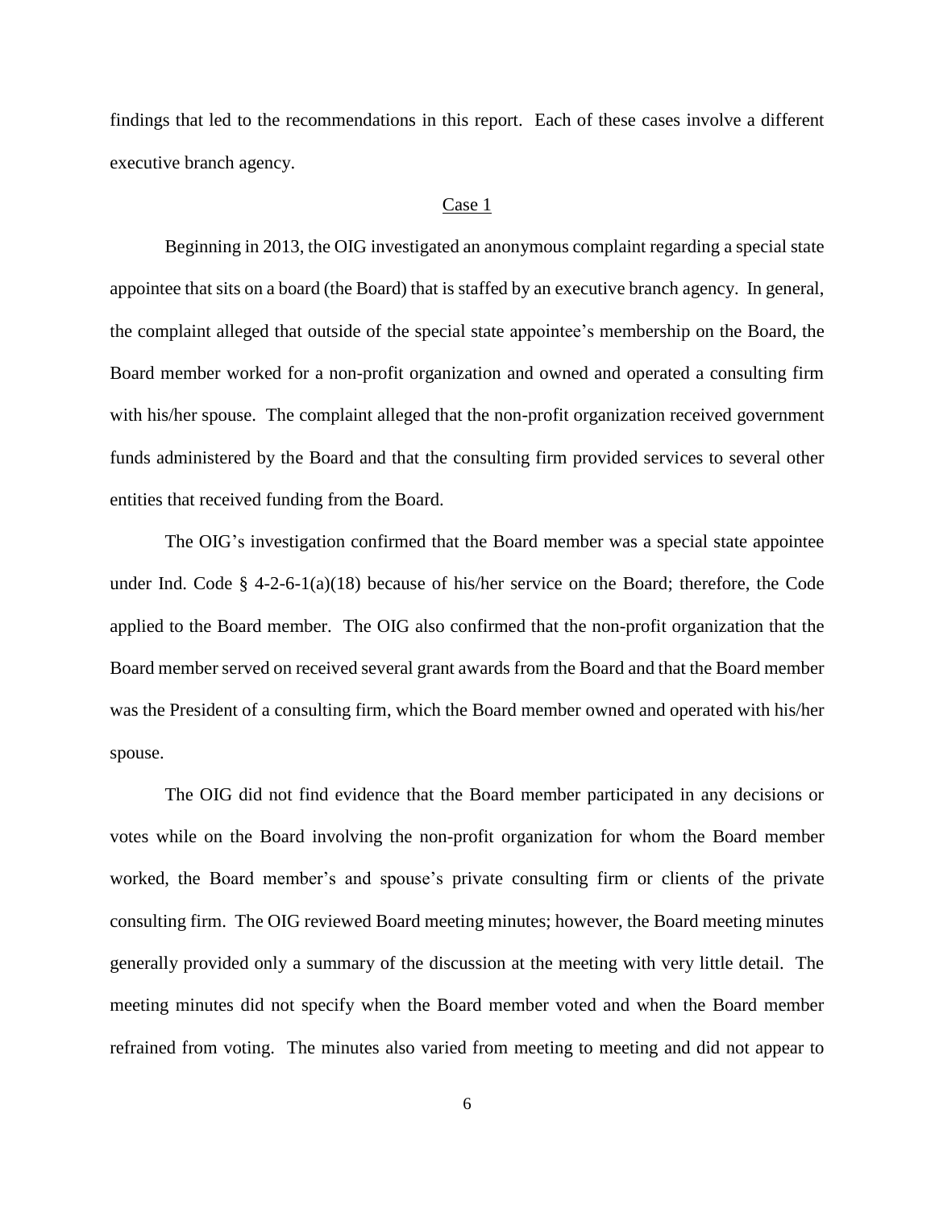findings that led to the recommendations in this report. Each of these cases involve a different executive branch agency.

Case 1

Beginning in 2013, the OIG investigated an anonymous complaint regarding a special state appointee that sits on a board (the Board) that is staffed by an executive branch agency. In general, the complaint alleged that outside of the special state appointee's membership on the Board, the Board member worked for a non-profit organization and owned and operated a consulting firm with his/her spouse. The complaint alleged that the non-profit organization received government funds administered by the Board and that the consulting firm provided services to several other entities that received funding from the Board.

The OIG's investigation confirmed that the Board member was a special state appointee under Ind. Code § 4-2-6-1(a)(18) because of his/her service on the Board; therefore, the Code applied to the Board member. The OIG also confirmed that the non-profit organization that the Board member served on received several grant awards from the Board and that the Board member was the President of a consulting firm, which the Board member owned and operated with his/her spouse.

The OIG did not find evidence that the Board member participated in any decisions or votes while on the Board involving the non-profit organization for whom the Board member worked, the Board member's and spouse's private consulting firm or clients of the private consulting firm. The OIG reviewed Board meeting minutes; however, the Board meeting minutes generally provided only a summary of the discussion at the meeting with very little detail. The meeting minutes did not specify when the Board member voted and when the Board member refrained from voting. The minutes also varied from meeting to meeting and did not appear to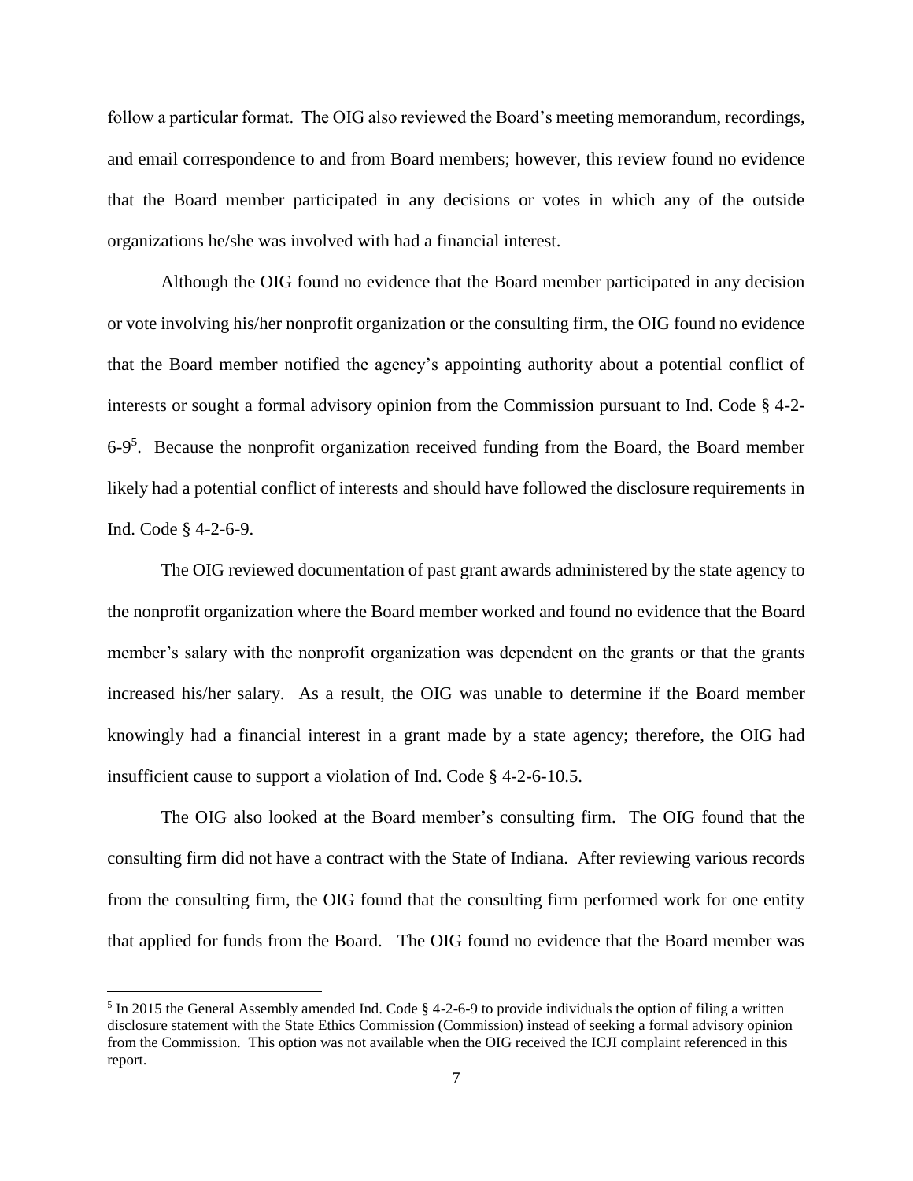follow a particular format. The OIG also reviewed the Board's meeting memorandum, recordings, and email correspondence to and from Board members; however, this review found no evidence that the Board member participated in any decisions or votes in which any of the outside organizations he/she was involved with had a financial interest.

Although the OIG found no evidence that the Board member participated in any decision or vote involving his/her nonprofit organization or the consulting firm, the OIG found no evidence that the Board member notified the agency's appointing authority about a potential conflict of interests or sought a formal advisory opinion from the Commission pursuant to Ind. Code § 4-2-6-9[5]. Because the nonprofit organization received funding from the Board, the Board member likely had a potential conflict of interests and should have followed the disclosure requirements in Ind. Code § 4-2-6-9.

The OIG reviewed documentation of past grant awards administered by the state agency to the nonprofit organization where the Board member worked and found no evidence that the Board member's salary with the nonprofit organization was dependent on the grants or that the grants increased his/her salary. As a result, the OIG was unable to determine if the Board member knowingly had a financial interest in a grant made by a state agency; therefore, the OIG had insufficient cause to support a violation of Ind. Code § 4-2-6-10.5.

The OIG also looked at the Board member's consulting firm. The OIG found that the consulting firm did not have a contract with the State of Indiana. After reviewing various records from the consulting firm, the OIG found that the consulting firm performed work for one entity that applied for funds from the Board. The OIG found no evidence that the Board member was

[5] In 2015 the General Assembly amended Ind. Code § 4-2-6-9 to provide individuals the option of filing a written disclosure statement with the State Ethics Commission (Commission) instead of seeking a formal advisory opinion from the Commission. This option was not available when the OIG received the ICJI complaint referenced in this report.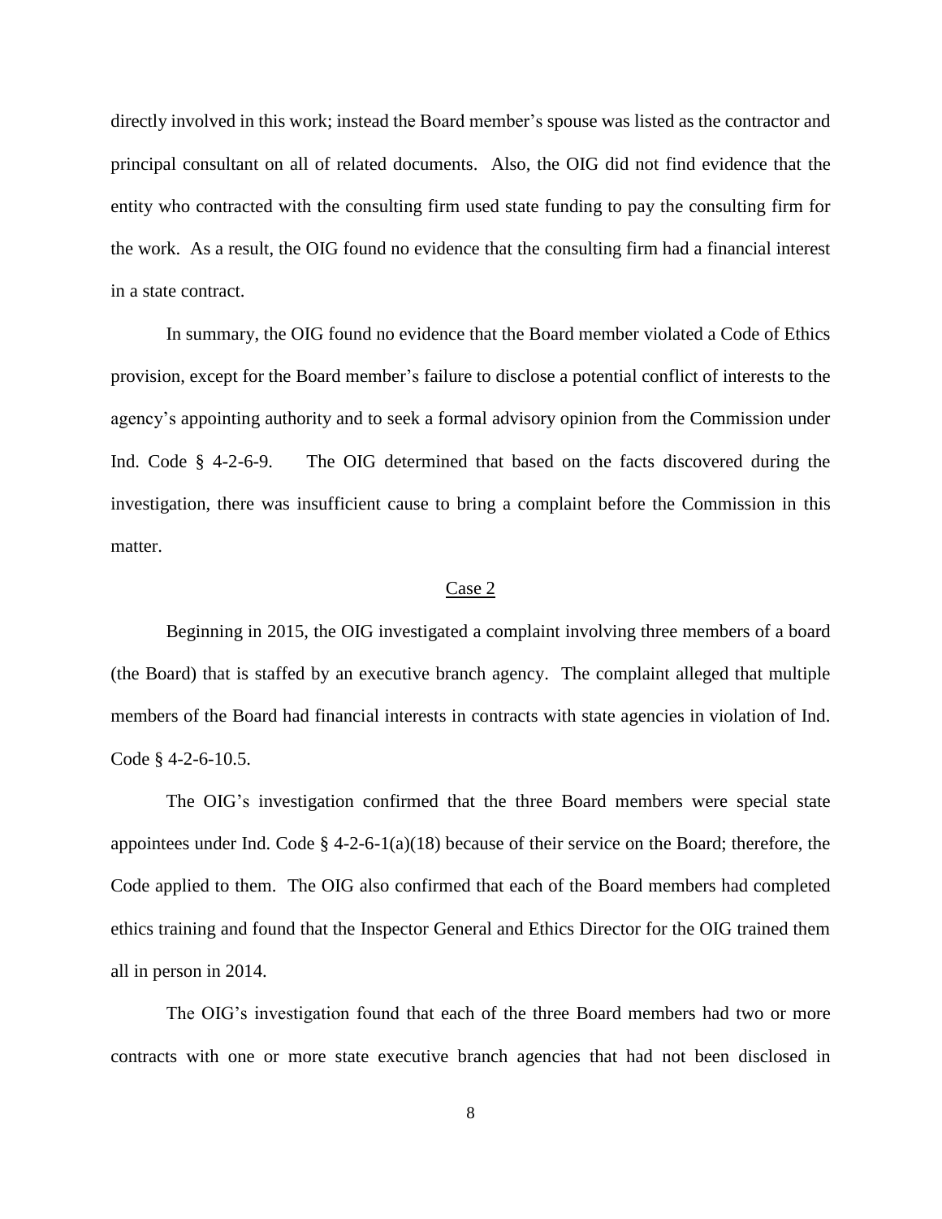directly involved in this work; instead the Board member's spouse was listed as the contractor and principal consultant on all of related documents. Also, the OIG did not find evidence that the entity who contracted with the consulting firm used state funding to pay the consulting firm for the work. As a result, the OIG found no evidence that the consulting firm had a financial interest in a state contract.

In summary, the OIG found no evidence that the Board member violated a Code of Ethics provision, except for the Board member's failure to disclose a potential conflict of interests to the agency's appointing authority and to seek a formal advisory opinion from the Commission under Ind. Code § 4-2-6-9. The OIG determined that based on the facts discovered during the investigation, there was insufficient cause to bring a complaint before the Commission in this matter.

## Case 2

Beginning in 2015, the OIG investigated a complaint involving three members of a board (the Board) that is staffed by an executive branch agency. The complaint alleged that multiple members of the Board had financial interests in contracts with state agencies in violation of Ind. Code § 4-2-6-10.5.

The OIG's investigation confirmed that the three Board members were special state appointees under Ind. Code § 4-2-6-1(a)(18) because of their service on the Board; therefore, the Code applied to them. The OIG also confirmed that each of the Board members had completed ethics training and found that the Inspector General and Ethics Director for the OIG trained them all in person in 2014.

The OIG's investigation found that each of the three Board members had two or more contracts with one or more state executive branch agencies that had not been disclosed in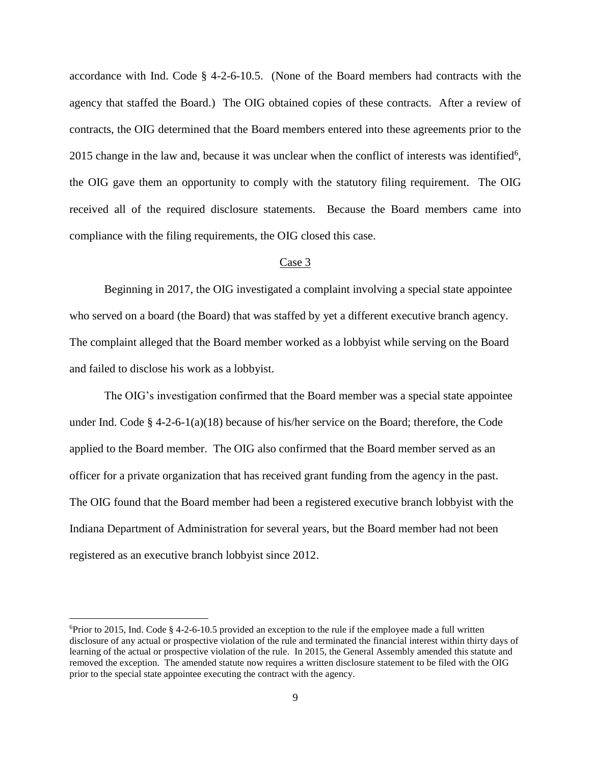accordance with Ind. Code § 4-2-6-10.5. (None of the Board members had contracts with the agency that staffed the Board.) The OIG obtained copies of these contracts. After a review of contracts, the OIG determined that the Board members entered into these agreements prior to the 2015 change in the law and, because it was unclear when the conflict of interests was identified[6], the OIG gave them an opportunity to comply with the statutory filing requirement. The OIG received all of the required disclosure statements. Because the Board members came into compliance with the filing requirements, the OIG closed this case.

<u>Case 3</u>

Beginning in 2017, the OIG investigated a complaint involving a special state appointee who served on a board (the Board) that was staffed by yet a different executive branch agency. The complaint alleged that the Board member worked as a lobbyist while serving on the Board and failed to disclose his work as a lobbyist.

The OIG's investigation confirmed that the Board member was a special state appointee under Ind. Code § 4-2-6-1(a)(18) because of his/her service on the Board; therefore, the Code applied to the Board member. The OIG also confirmed that the Board member served as an officer for a private organization that has received grant funding from the agency in the past. The OIG found that the Board member had been a registered executive branch lobbyist with the Indiana Department of Administration for several years, but the Board member had not been registered as an executive branch lobbyist since 2012.

---

[6]Prior to 2015, Ind. Code § 4-2-6-10.5 provided an exception to the rule if the employee made a full written disclosure of any actual or prospective violation of the rule and terminated the financial interest within thirty days of learning of the actual or prospective violation of the rule. In 2015, the General Assembly amended this statute and removed the exception. The amended statute now requires a written disclosure statement to be filed with the OIG prior to the special state appointee executing the contract with the agency.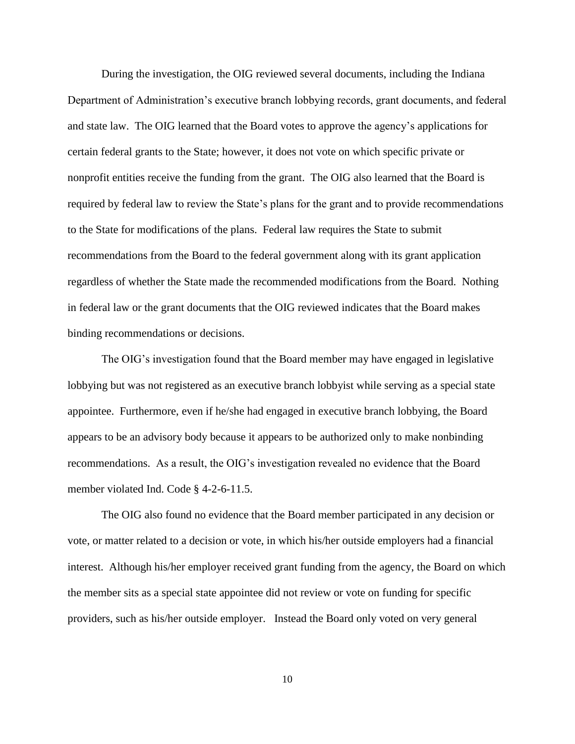During the investigation, the OIG reviewed several documents, including the Indiana Department of Administration's executive branch lobbying records, grant documents, and federal and state law. The OIG learned that the Board votes to approve the agency's applications for certain federal grants to the State; however, it does not vote on which specific private or nonprofit entities receive the funding from the grant. The OIG also learned that the Board is required by federal law to review the State's plans for the grant and to provide recommendations to the State for modifications of the plans. Federal law requires the State to submit recommendations from the Board to the federal government along with its grant application regardless of whether the State made the recommended modifications from the Board. Nothing in federal law or the grant documents that the OIG reviewed indicates that the Board makes binding recommendations or decisions.

The OIG's investigation found that the Board member may have engaged in legislative lobbying but was not registered as an executive branch lobbyist while serving as a special state appointee. Furthermore, even if he/she had engaged in executive branch lobbying, the Board appears to be an advisory body because it appears to be authorized only to make nonbinding recommendations. As a result, the OIG's investigation revealed no evidence that the Board member violated Ind. Code § 4-2-6-11.5.

The OIG also found no evidence that the Board member participated in any decision or vote, or matter related to a decision or vote, in which his/her outside employers had a financial interest. Although his/her employer received grant funding from the agency, the Board on which the member sits as a special state appointee did not review or vote on funding for specific providers, such as his/her outside employer. Instead the Board only voted on very general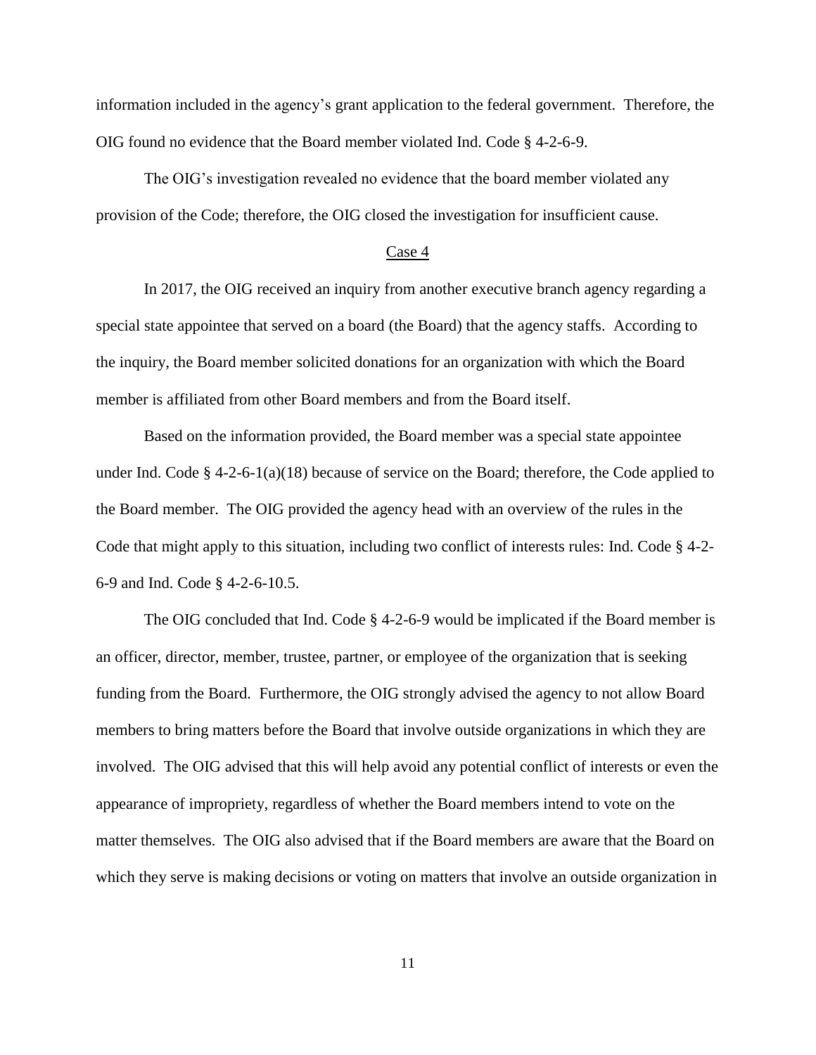information included in the agency's grant application to the federal government. Therefore, the OIG found no evidence that the Board member violated Ind. Code § 4-2-6-9.

The OIG's investigation revealed no evidence that the board member violated any provision of the Code; therefore, the OIG closed the investigation for insufficient cause.

Case 4

In 2017, the OIG received an inquiry from another executive branch agency regarding a special state appointee that served on a board (the Board) that the agency staffs. According to the inquiry, the Board member solicited donations for an organization with which the Board member is affiliated from other Board members and from the Board itself.

Based on the information provided, the Board member was a special state appointee under Ind. Code § 4-2-6-1(a)(18) because of service on the Board; therefore, the Code applied to the Board member. The OIG provided the agency head with an overview of the rules in the Code that might apply to this situation, including two conflict of interests rules: Ind. Code § 4-2-6-9 and Ind. Code § 4-2-6-10.5.

The OIG concluded that Ind. Code § 4-2-6-9 would be implicated if the Board member is an officer, director, member, trustee, partner, or employee of the organization that is seeking funding from the Board. Furthermore, the OIG strongly advised the agency to not allow Board members to bring matters before the Board that involve outside organizations in which they are involved. The OIG advised that this will help avoid any potential conflict of interests or even the appearance of impropriety, regardless of whether the Board members intend to vote on the matter themselves. The OIG also advised that if the Board members are aware that the Board on which they serve is making decisions or voting on matters that involve an outside organization in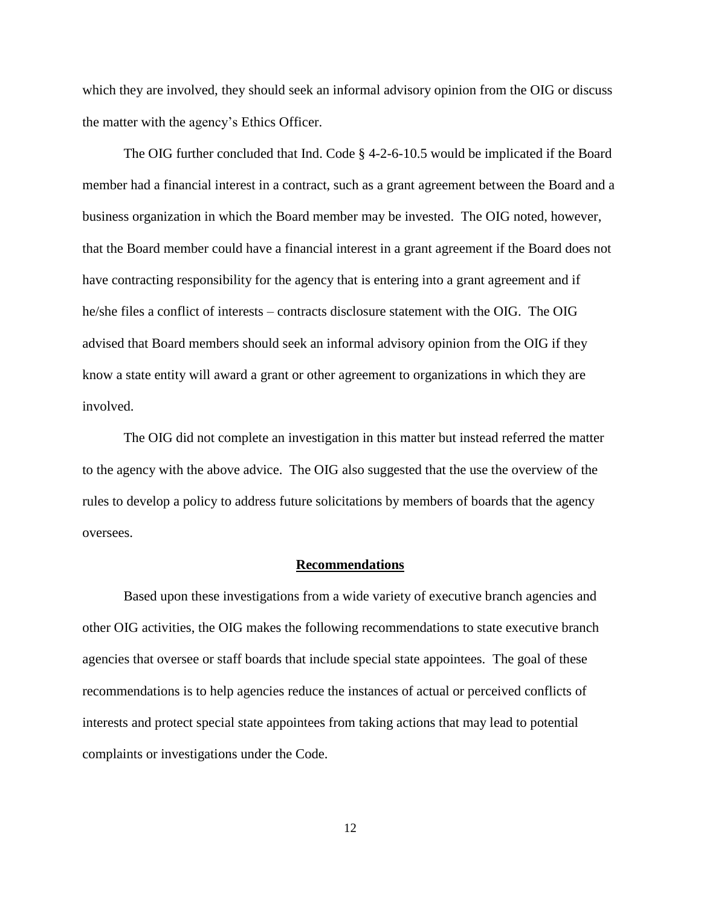which they are involved, they should seek an informal advisory opinion from the OIG or discuss the matter with the agency's Ethics Officer.

The OIG further concluded that Ind. Code § 4-2-6-10.5 would be implicated if the Board member had a financial interest in a contract, such as a grant agreement between the Board and a business organization in which the Board member may be invested. The OIG noted, however, that the Board member could have a financial interest in a grant agreement if the Board does not have contracting responsibility for the agency that is entering into a grant agreement and if he/she files a conflict of interests – contracts disclosure statement with the OIG. The OIG advised that Board members should seek an informal advisory opinion from the OIG if they know a state entity will award a grant or other agreement to organizations in which they are involved.

The OIG did not complete an investigation in this matter but instead referred the matter to the agency with the above advice. The OIG also suggested that the use the overview of the rules to develop a policy to address future solicitations by members of boards that the agency oversees.

## Recommendations

Based upon these investigations from a wide variety of executive branch agencies and other OIG activities, the OIG makes the following recommendations to state executive branch agencies that oversee or staff boards that include special state appointees. The goal of these recommendations is to help agencies reduce the instances of actual or perceived conflicts of interests and protect special state appointees from taking actions that may lead to potential complaints or investigations under the Code.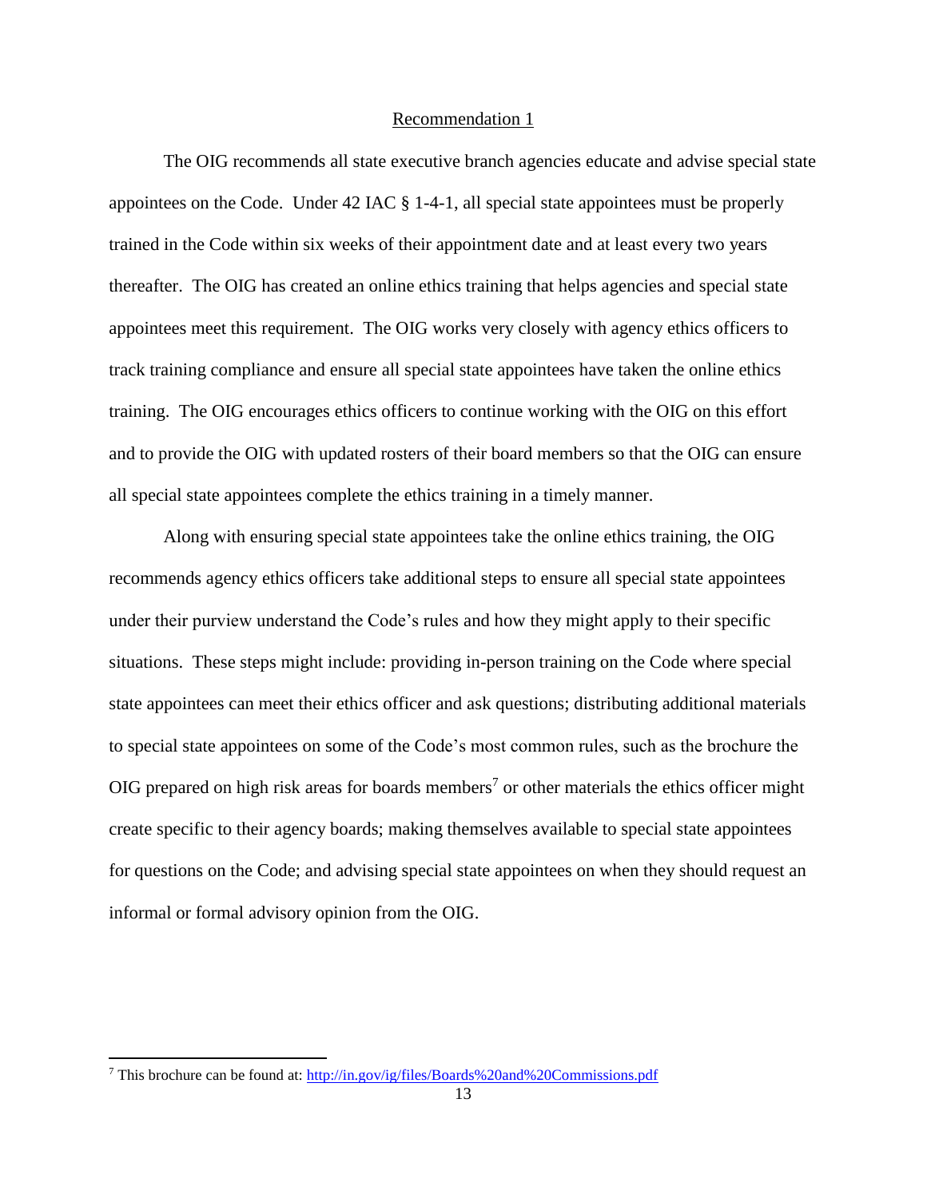## Recommendation 1

The OIG recommends all state executive branch agencies educate and advise special state appointees on the Code. Under 42 IAC § 1-4-1, all special state appointees must be properly trained in the Code within six weeks of their appointment date and at least every two years thereafter. The OIG has created an online ethics training that helps agencies and special state appointees meet this requirement. The OIG works very closely with agency ethics officers to track training compliance and ensure all special state appointees have taken the online ethics training. The OIG encourages ethics officers to continue working with the OIG on this effort and to provide the OIG with updated rosters of their board members so that the OIG can ensure all special state appointees complete the ethics training in a timely manner.

Along with ensuring special state appointees take the online ethics training, the OIG recommends agency ethics officers take additional steps to ensure all special state appointees under their purview understand the Code's rules and how they might apply to their specific situations. These steps might include: providing in-person training on the Code where special state appointees can meet their ethics officer and ask questions; distributing additional materials to special state appointees on some of the Code's most common rules, such as the brochure the OIG prepared on high risk areas for boards members[7] or other materials the ethics officer might create specific to their agency boards; making themselves available to special state appointees for questions on the Code; and advising special state appointees on when they should request an informal or formal advisory opinion from the OIG.

[7] This brochure can be found at: http://in.gov/ig/files/Boards%20and%20Commissions.pdf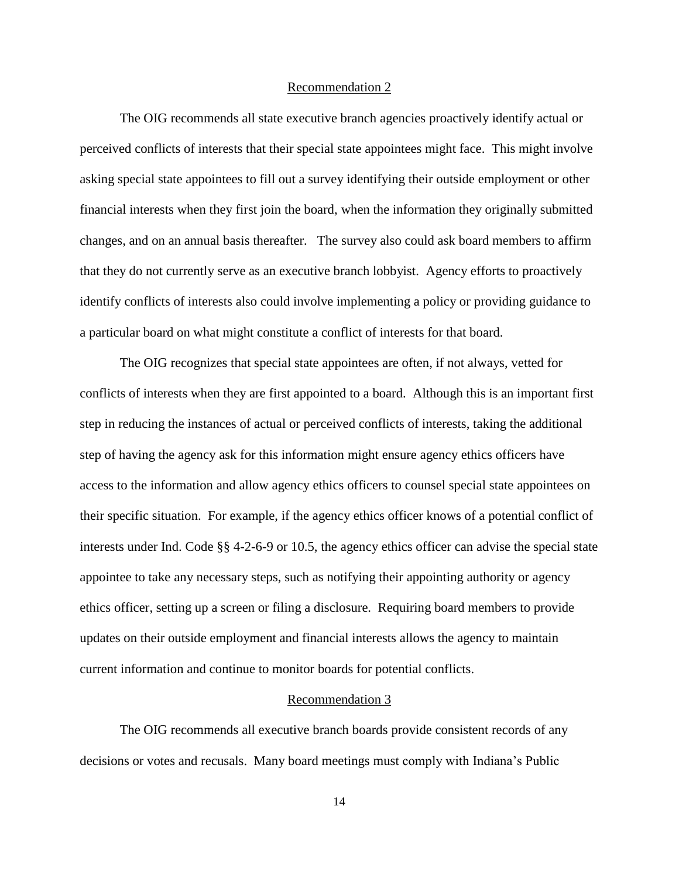## Recommendation 2

The OIG recommends all state executive branch agencies proactively identify actual or perceived conflicts of interests that their special state appointees might face. This might involve asking special state appointees to fill out a survey identifying their outside employment or other financial interests when they first join the board, when the information they originally submitted changes, and on an annual basis thereafter. The survey also could ask board members to affirm that they do not currently serve as an executive branch lobbyist. Agency efforts to proactively identify conflicts of interests also could involve implementing a policy or providing guidance to a particular board on what might constitute a conflict of interests for that board.

The OIG recognizes that special state appointees are often, if not always, vetted for conflicts of interests when they are first appointed to a board. Although this is an important first step in reducing the instances of actual or perceived conflicts of interests, taking the additional step of having the agency ask for this information might ensure agency ethics officers have access to the information and allow agency ethics officers to counsel special state appointees on their specific situation. For example, if the agency ethics officer knows of a potential conflict of interests under Ind. Code §§ 4-2-6-9 or 10.5, the agency ethics officer can advise the special state appointee to take any necessary steps, such as notifying their appointing authority or agency ethics officer, setting up a screen or filing a disclosure. Requiring board members to provide updates on their outside employment and financial interests allows the agency to maintain current information and continue to monitor boards for potential conflicts.

## Recommendation 3

The OIG recommends all executive branch boards provide consistent records of any decisions or votes and recusals. Many board meetings must comply with Indiana's Public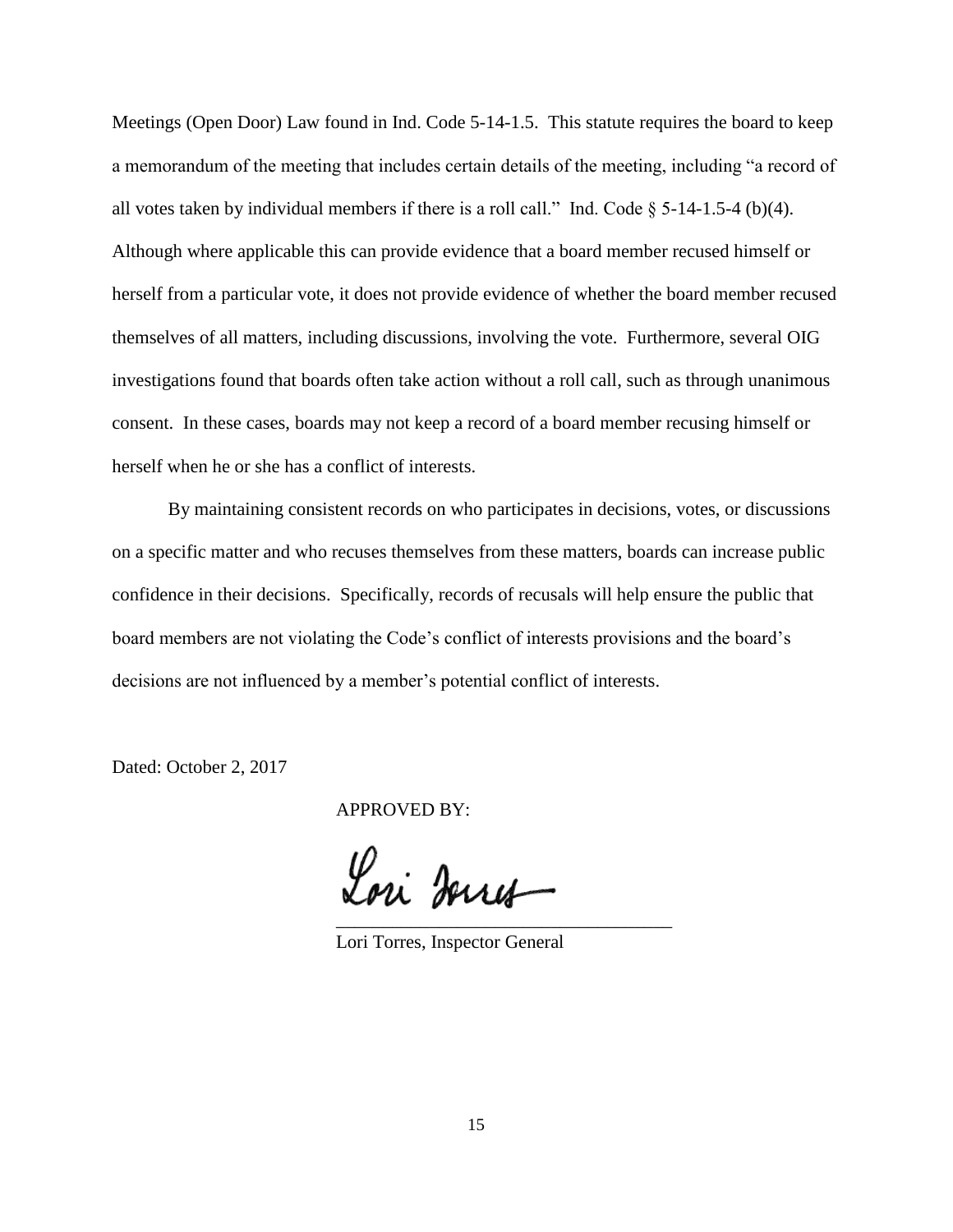Meetings (Open Door) Law found in Ind. Code 5-14-1.5. This statute requires the board to keep a memorandum of the meeting that includes certain details of the meeting, including "a record of all votes taken by individual members if there is a roll call." Ind. Code § 5-14-1.5-4 (b)(4). Although where applicable this can provide evidence that a board member recused himself or herself from a particular vote, it does not provide evidence of whether the board member recused themselves of all matters, including discussions, involving the vote. Furthermore, several OIG investigations found that boards often take action without a roll call, such as through unanimous consent. In these cases, boards may not keep a record of a board member recusing himself or herself when he or she has a conflict of interests.

By maintaining consistent records on who participates in decisions, votes, or discussions on a specific matter and who recuses themselves from these matters, boards can increase public confidence in their decisions. Specifically, records of recusals will help ensure the public that board members are not violating the Code's conflict of interests provisions and the board's decisions are not influenced by a member's potential conflict of interests.

Dated: October 2, 2017

APPROVED BY:

Lori Torres

______________________________

Lori Torres, Inspector General